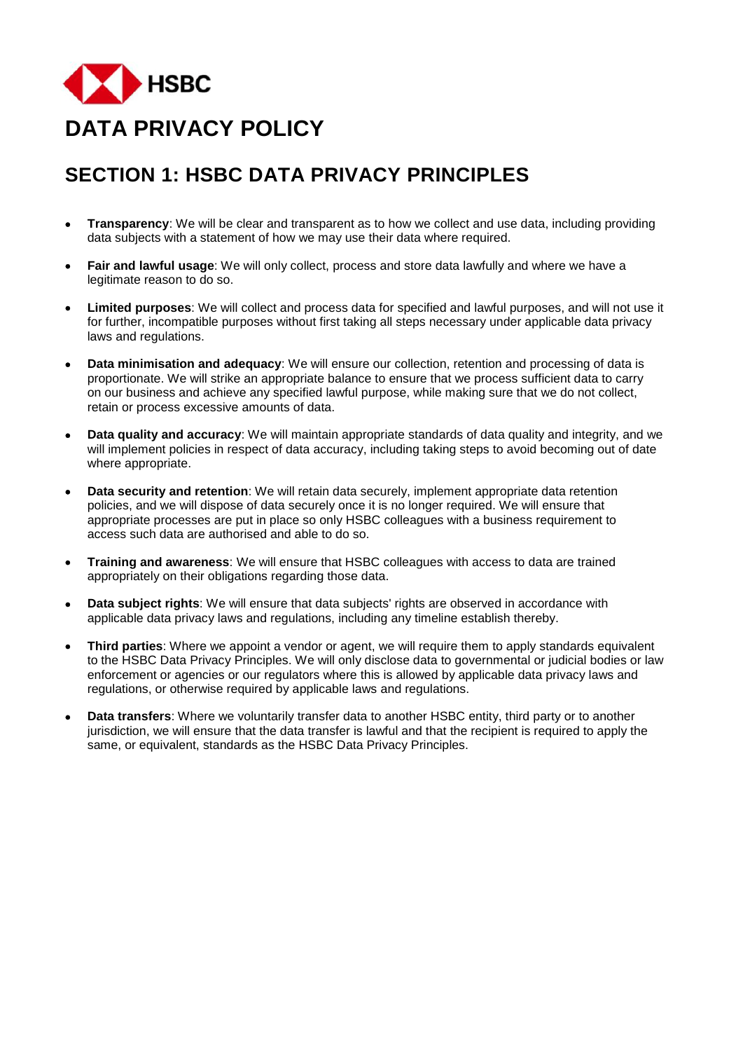HSBC

# DATA PRIVACY POLICY

## SECTION 1: HSBC DATA PRIVACY PRINCIPLES

- **Transparency**: We will be clear and transparent as to how we collect and use data, including providing data subjects with a statement of how we may use their data where required.
- **Fair and lawful usage**: We will only collect, process and store data lawfully and where we have a legitimate reason to do so.
- **Limited purposes**: We will collect and process data for specified and lawful purposes, and will not use it for further, incompatible purposes without first taking all steps necessary under applicable data privacy laws and regulations.
- **Data minimisation and adequacy**: We will ensure our collection, retention and processing of data is proportionate. We will strike an appropriate balance to ensure that we process sufficient data to carry on our business and achieve any specified lawful purpose, while making sure that we do not collect, retain or process excessive amounts of data.
- **Data quality and accuracy**: We will maintain appropriate standards of data quality and integrity, and we will implement policies in respect of data accuracy, including taking steps to avoid becoming out of date where appropriate.
- **Data security and retention**: We will retain data securely, implement appropriate data retention policies, and we will dispose of data securely once it is no longer required. We will ensure that appropriate processes are put in place so only HSBC colleagues with a business requirement to access such data are authorised and able to do so.
- **Training and awareness**: We will ensure that HSBC colleagues with access to data are trained appropriately on their obligations regarding those data.
- **Data subject rights**: We will ensure that data subjects' rights are observed in accordance with applicable data privacy laws and regulations, including any timeline establish thereby.
- **Third parties**: Where we appoint a vendor or agent, we will require them to apply standards equivalent to the HSBC Data Privacy Principles. We will only disclose data to governmental or judicial bodies or law enforcement or agencies or our regulators where this is allowed by applicable data privacy laws and regulations, or otherwise required by applicable laws and regulations.
- **Data transfers**: Where we voluntarily transfer data to another HSBC entity, third party or to another jurisdiction, we will ensure that the data transfer is lawful and that the recipient is required to apply the same, or equivalent, standards as the HSBC Data Privacy Principles.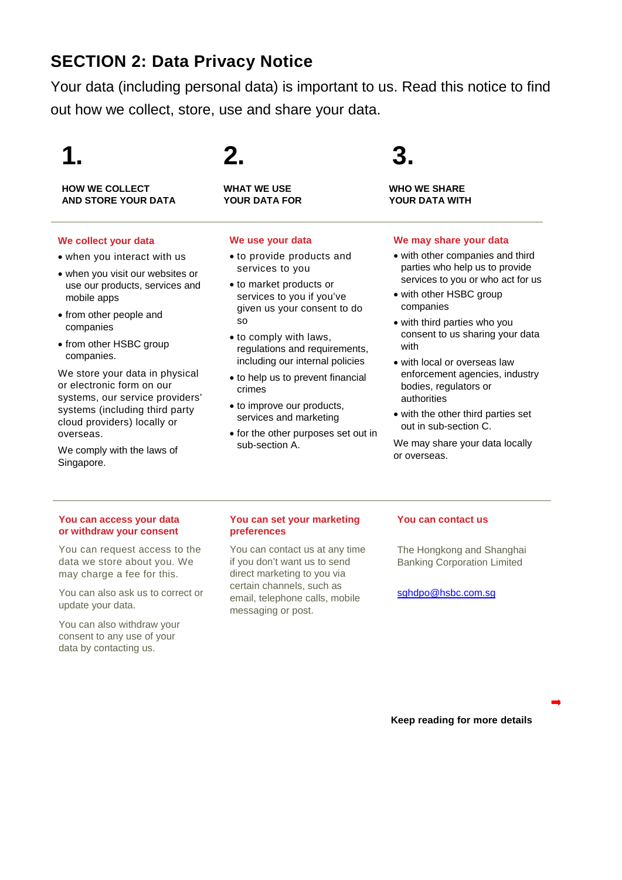## SECTION 2: Data Privacy Notice

Your data (including personal data) is important to us. Read this notice to find out how we collect, store, use and share your data.

### 1. HOW WE COLLECT AND STORE YOUR DATA

**We collect your data**

- when you interact with us
- when you visit our websites or use our products, services and mobile apps
- from other people and companies
- from other HSBC group companies.

We store your data in physical or electronic form on our systems, our service providers' systems (including third party cloud providers) locally or overseas.

We comply with the laws of Singapore.

### 2. WHAT WE USE YOUR DATA FOR

**We use your data**

- to provide products and services to you
- to market products or services to you if you've given us your consent to do so
- to comply with laws, regulations and requirements, including our internal policies
- to help us to prevent financial crimes
- to improve our products, services and marketing
- for the other purposes set out in sub-section A.

### 3. WHO WE SHARE YOUR DATA WITH

**We may share your data**

- with other companies and third parties who help us to provide services to you or who act for us
- with other HSBC group companies
- with third parties who you consent to us sharing your data with
- with local or overseas law enforcement agencies, industry bodies, regulators or authorities
- with the other third parties set out in sub-section C.

We may share your data locally or overseas.

---

**You can access your data or withdraw your consent**

You can request access to the data we store about you. We may charge a fee for this.

You can also ask us to correct or update your data.

You can also withdraw your consent to any use of your data by contacting us.

**You can set your marketing preferences**

You can contact us at any time if you don't want us to send direct marketing to you via certain channels, such as email, telephone calls, mobile messaging or post.

**You can contact us**

The Hongkong and Shanghai Banking Corporation Limited

sghdpo@hsbc.com.sg

**Keep reading for more details**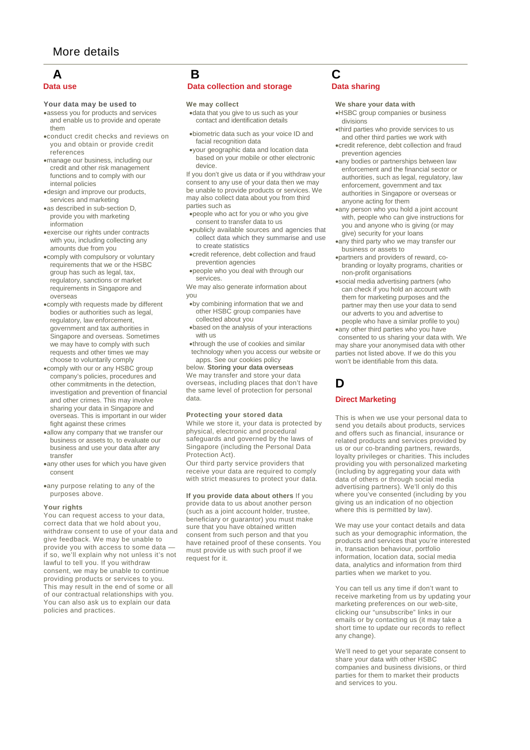# More details

## A

## Data use

### Your data may be used to

- assess you for products and services and enable us to provide and operate them
- conduct credit checks and reviews on you and obtain or provide credit references
- manage our business, including our credit and other risk management functions and to comply with our internal policies
- design and improve our products, services and marketing
- as described in sub-section D, provide you with marketing information
- exercise our rights under contracts with you, including collecting any amounts due from you
- comply with compulsory or voluntary requirements that we or the HSBC group has such as legal, tax, regulatory, sanctions or market requirements in Singapore and overseas
- comply with requests made by different bodies or authorities such as legal, regulatory, law enforcement, government and tax authorities in Singapore and overseas. Sometimes we may have to comply with such requests and other times we may choose to voluntarily comply
- comply with our or any HSBC group company's policies, procedures and other commitments in the detection, investigation and prevention of financial and other crimes. This may involve sharing your data in Singapore and overseas. This is important in our wider fight against these crimes
- allow any company that we transfer our business or assets to, to evaluate our business and use your data after any transfer
- any other uses for which you have given consent
- any purpose relating to any of the purposes above.

### Your rights

You can request access to your data, correct data that we hold about you, withdraw consent to use of your data and give feedback. We may be unable to provide you with access to some data — if so, we'll explain why not unless it's not lawful to tell you. If you withdraw consent, we may be unable to continue providing products or services to you. This may result in the end of some or all of our contractual relationships with you. You can also ask us to explain our data policies and practices.

## B

## Data collection and storage

### We may collect

- data that you give to us such as your contact and identification details
- biometric data such as your voice ID and facial recognition data
- your geographic data and location data based on your mobile or other electronic device.

If you don't give us data or if you withdraw your consent to any use of your data then we may be unable to provide products or services. We may also collect data about you from third parties such as

- people who act for you or who you give consent to transfer data to us
- publicly available sources and agencies that collect data which they summarise and use to create statistics
- credit reference, debt collection and fraud prevention agencies
- people who you deal with through our services.

We may also generate information about you

- by combining information that we and other HSBC group companies have collected about you
- based on the analysis of your interactions with us
- through the use of cookies and similar technology when you access our website or apps. See our cookies policy

below. **Storing your data overseas**
We may transfer and store your data overseas, including places that don't have the same level of protection for personal data.

### Protecting your stored data

While we store it, your data is protected by physical, electronic and procedural safeguards and governed by the laws of Singapore (including the Personal Data Protection Act).
Our third party service providers that receive your data are required to comply with strict measures to protect your data.

**If you provide data about others** If you provide data to us about another person (such as a joint account holder, trustee, beneficiary or guarantor) you must make sure that you have obtained written consent from such person and that you have retained proof of these consents. You must provide us with such proof if we request for it.

## C

## Data sharing

### We share your data with

- HSBC group companies or business divisions
- third parties who provide services to us and other third parties we work with
- credit reference, debt collection and fraud prevention agencies
- any bodies or partnerships between law enforcement and the financial sector or authorities, such as legal, regulatory, law enforcement, government and tax authorities in Singapore or overseas or anyone acting for them
- any person who you hold a joint account with, people who can give instructions for you and anyone who is giving (or may give) security for your loans
- any third party who we may transfer our business or assets to
- partners and providers of reward, co-branding or loyalty programs, charities or non-profit organisations
- social media advertising partners (who can check if you hold an account with them for marketing purposes and the partner may then use your data to send our adverts to you and advertise to people who have a similar profile to you)
- any other third parties who you have consented to us sharing your data with. We may share your anonymised data with other parties not listed above. If we do this you won't be identifiable from this data.

## D

## Direct Marketing

This is when we use your personal data to send you details about products, services and offers such as financial, insurance or related products and services provided by us or our co-branding partners, rewards, loyalty privileges or charities. This includes providing you with personalized marketing (including by aggregating your data with data of others or through social media advertising partners). We'll only do this where you've consented (including by you giving us an indication of no objection where this is permitted by law).

We may use your contact details and data such as your demographic information, the products and services that you're interested in, transaction behaviour, portfolio information, location data, social media data, analytics and information from third parties when we market to you.

You can tell us any time if don't want to receive marketing from us by updating your marketing preferences on our web-site, clicking our "unsubscribe" links in our emails or by contacting us (it may take a short time to update our records to reflect any change).

We'll need to get your separate consent to share your data with other HSBC companies and business divisions, or third parties for them to market their products and services to you.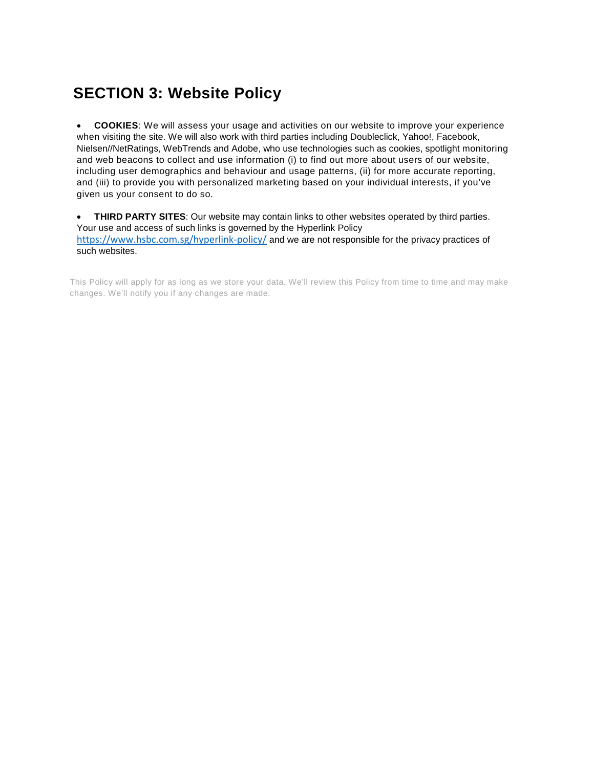## SECTION 3: Website Policy

- **COOKIES**: We will assess your usage and activities on our website to improve your experience when visiting the site. We will also work with third parties including Doubleclick, Yahoo!, Facebook, Nielsen//NetRatings, WebTrends and Adobe, who use technologies such as cookies, spotlight monitoring and web beacons to collect and use information (i) to find out more about users of our website, including user demographics and behaviour and usage patterns, (ii) for more accurate reporting, and (iii) to provide you with personalized marketing based on your individual interests, if you've given us your consent to do so.

- **THIRD PARTY SITES**: Our website may contain links to other websites operated by third parties. Your use and access of such links is governed by the Hyperlink Policy https://www.hsbc.com.sg/hyperlink-policy/ and we are not responsible for the privacy practices of such websites.

This Policy will apply for as long as we store your data. We'll review this Policy from time to time and may make changes. We'll notify you if any changes are made.